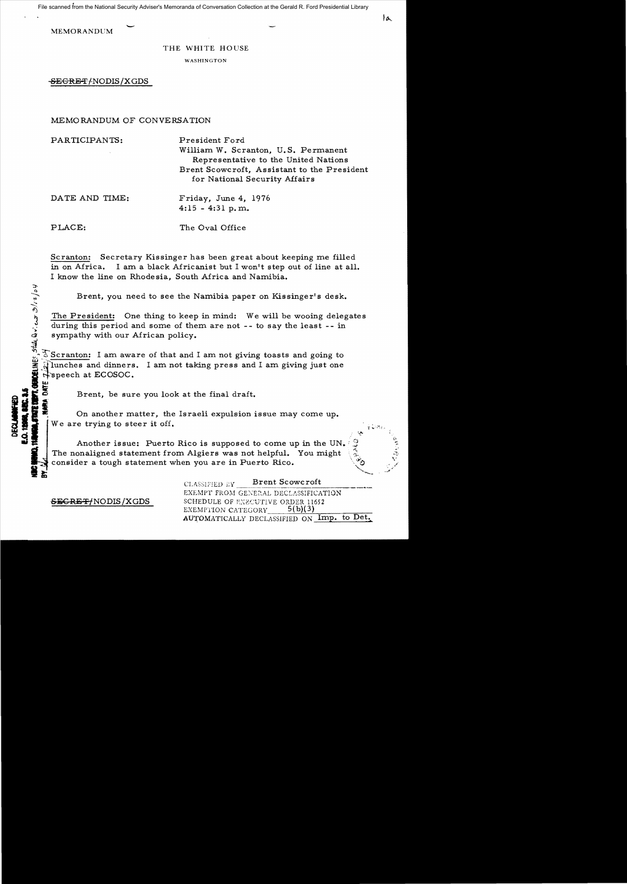File scanned from the National Security Adviser's Memoranda of Conversation Collection at the Gerald R. Ford Presidential Library

MEMORANDUM

THE WHITE HOUSE

WASHINGTON

~~SECRET~~/NODIS/XGDS

MEMORANDUM OF CONVERSATION

PARTICIPANTS: President Ford
William W. Scranton, U.S. Permanent Representative to the United Nations
Brent Scowcroft, Assistant to the President for National Security Affairs

DATE AND TIME: Friday, June 4, 1976
4:15 - 4:31 p.m.

PLACE: The Oval Office

Scranton: Secretary Kissinger has been great about keeping me filled in on Africa. I am a black Africanist but I won't step out of line at all. I know the line on Rhodesia, South Africa and Namibia.

Brent, you need to see the Namibia paper on Kissinger's desk.

The President: One thing to keep in mind: We will be wooing delegates during this period and some of them are not -- to say the least -- in sympathy with our African policy.

Scranton: I am aware of that and I am not giving toasts and going to lunches and dinners. I am not taking press and I am giving just one speech at ECOSOC.

Brent, be sure you look at the final draft.

On another matter, the Israeli expulsion issue may come up. We are trying to steer it off.

Another issue: Puerto Rico is supposed to come up in the UN. The nonaligned statement from Algiers was not helpful. You might consider a tough statement when you are in Puerto Rico.

DECLASSIFIED
E.O. 12958, SEC. 3.5
NSC MEMO, 11/24/98, STATE DEPT. GUIDELINES, State Dev. 3/12/04
BY [illegible], NARA DATE 7/2/04

~~SECRET~~/NODIS/XGDS

CLASSIFIED BY Brent Scowcroft
EXEMPT FROM GENERAL DECLASSIFICATION SCHEDULE OF EXECUTIVE ORDER 11652
EXEMPTION CATEGORY 5(b)(3)
AUTOMATICALLY DECLASSIFIED ON Imp. to Det.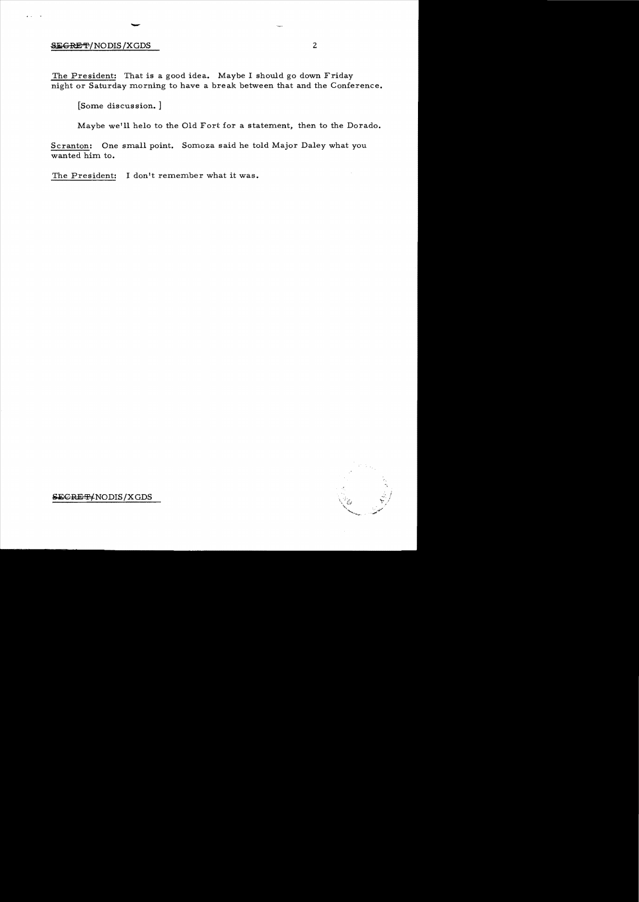SECRET/NODIS/XGDS

<u>The President</u>: That is a good idea. Maybe I should go down Friday night or Saturday morning to have a break between that and the Conference.

[Some discussion.]

Maybe we'll helo to the Old Fort for a statement, then to the Dorado.

<u>Scranton</u>: One small point. Somoza said he told Major Daley what you wanted him to.

<u>The President</u>: I don't remember what it was.

SECRET/NODIS/XGDS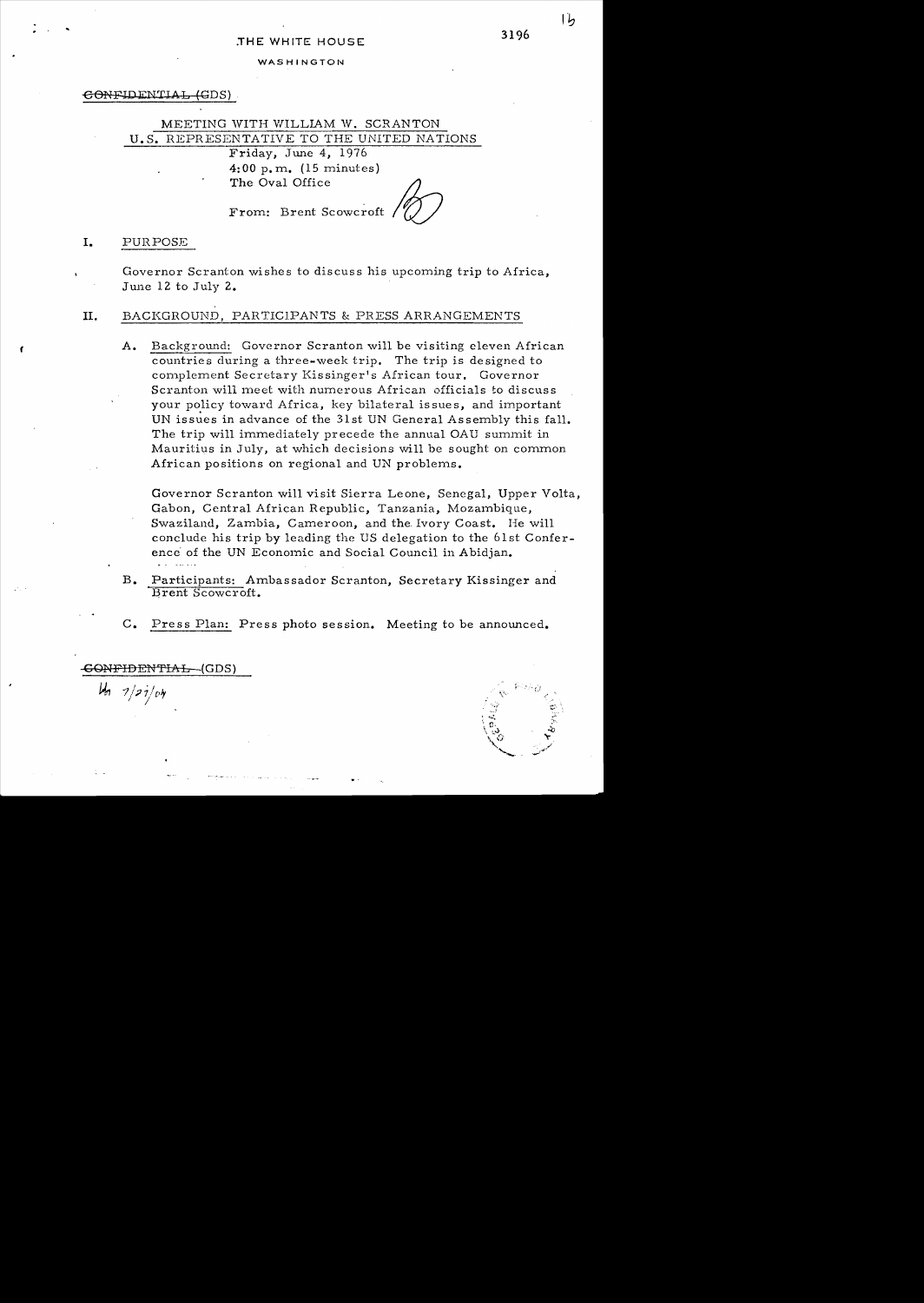THE WHITE HOUSE

WASHINGTON

~~CONFIDENTIAL~~ (GDS)

## MEETING WITH WILLIAM W. SCRANTON
## U.S. REPRESENTATIVE TO THE UNITED NATIONS

Friday, June 4, 1976
4:00 p.m. (15 minutes)
The Oval Office

From: Brent Scowcroft

## I. PURPOSE

Governor Scranton wishes to discuss his upcoming trip to Africa, June 12 to July 2.

## II. BACKGROUND, PARTICIPANTS & PRESS ARRANGEMENTS

A. Background: Governor Scranton will be visiting eleven African countries during a three-week trip. The trip is designed to complement Secretary Kissinger's African tour. Governor Scranton will meet with numerous African officials to discuss your policy toward Africa, key bilateral issues, and important UN issues in advance of the 31st UN General Assembly this fall. The trip will immediately precede the annual OAU summit in Mauritius in July, at which decisions will be sought on common African positions on regional and UN problems.

Governor Scranton will visit Sierra Leone, Senegal, Upper Volta, Gabon, Central African Republic, Tanzania, Mozambique, Swaziland, Zambia, Cameroon, and the Ivory Coast. He will conclude his trip by leading the US delegation to the 61st Conference of the UN Economic and Social Council in Abidjan.

B. Participants: Ambassador Scranton, Secretary Kissinger and Brent Scowcroft.

C. Press Plan: Press photo session. Meeting to be announced.

~~CONFIDENTIAL~~ (GDS)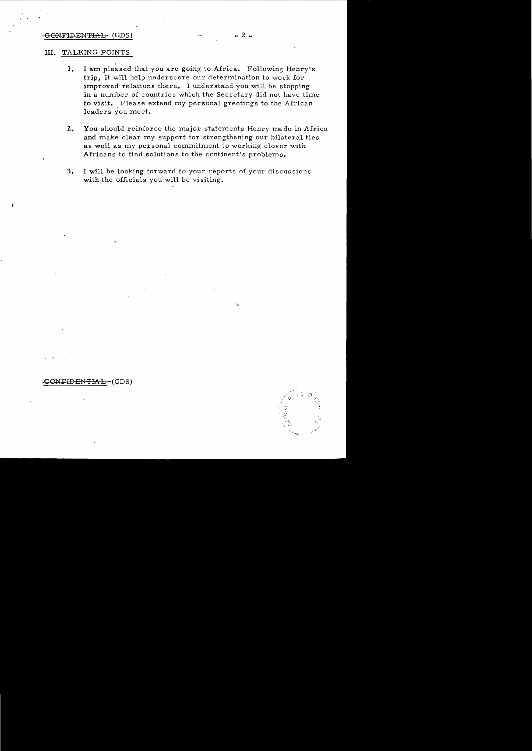## III. TALKING POINTS

1. I am pleased that you are going to Africa. Following Henry's trip, it will help underscore our determination to work for improved relations there. I understand you will be stopping in a number of countries which the Secretary did not have time to visit. Please extend my personal greetings to the African leaders you meet.

2. You should reinforce the major statements Henry made in Africa and make clear my support for strengthening our bilateral ties as well as my personal commitment to working closer with Africans to find solutions to the continent's problems.

3. I will be looking forward to your reports of your discussions with the officials you will be visiting.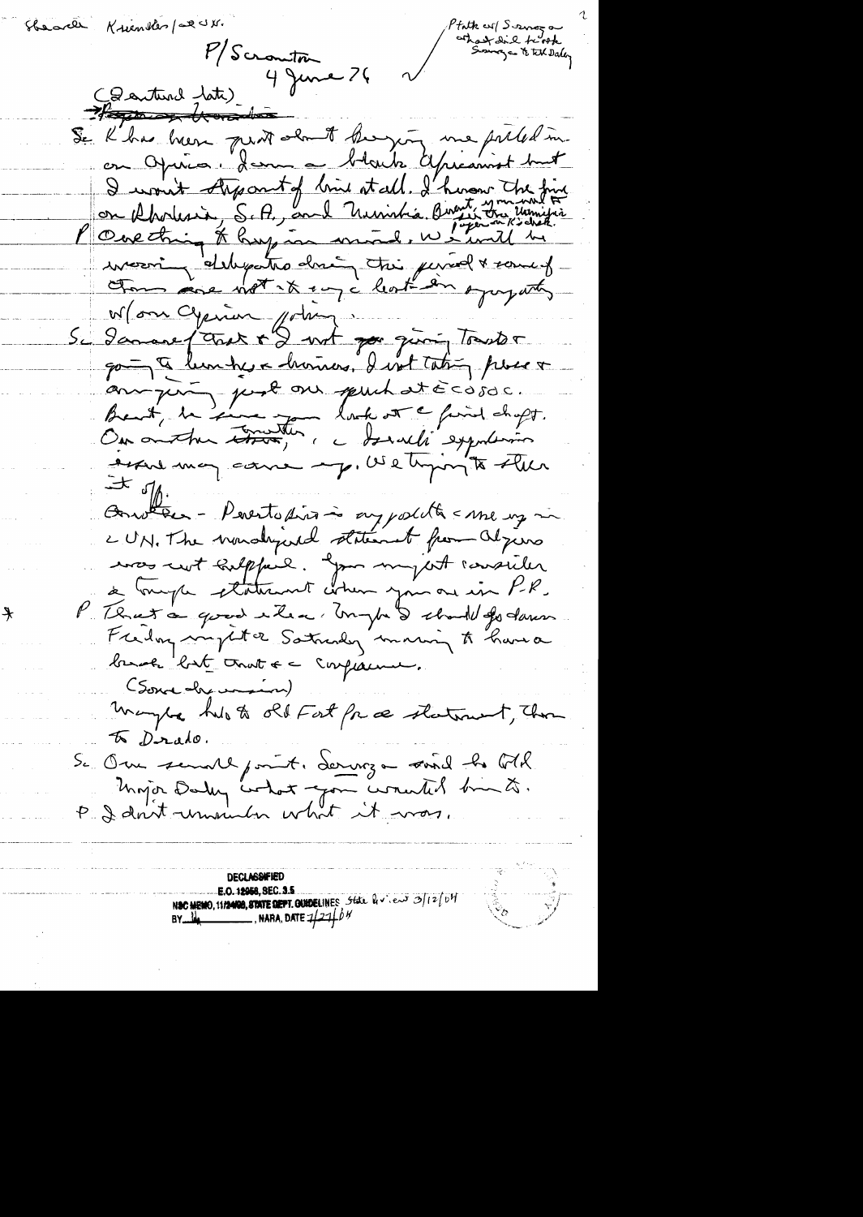Scowcroft  Kissinger / re UN.

Ptalk w/ Scranton about did he talk Sorenzo & talk Daley

P/Scranton
4 June 76

(I entered late)

S: K has been great about keeping me filled in on Africa. I am a black Africanist but I won't support of him at all. I know the firm on Rhodesia, S.A., and Namibia. Aren't you will the paper on the Namibia? Kochak.

P: One thing to keep in mind. We will be weaving delegates during this period & some of them are not & may be lost in sympathy w/ our African policy.

S: I am aware of that & I not going Toast & going to luncheons & dinners. I not taking pleas & annoying people on stuff at ECOSOC.

Brent, be sure you look at the final draft. On another matter, the Israeli expulsion issue may come up. We trying to steer it off.

Another - Puerto Rico is a possibility came up in UN. The unadjusted statement from Algeria was not helpful. You might consider a tough statement when you are in P.R.

P: That a good idea. Maybe I should go down Friday night & Saturday morning to have a break but that a conference.

(Some discussion)

Maybe hold to old Fort for a statement, then to Dorado.

S: One small point. Sorenzo said he told Mayor Daley what you wanted him to.

P: I don't remember what it was.

DECLASSIFIED
E.O. 12958, SEC. 3.5
NSC MEMO, 11/24/98, STATE DEPT. GUIDELINES  State Review 3/12/04
BY ___, NARA, DATE 7/27/04